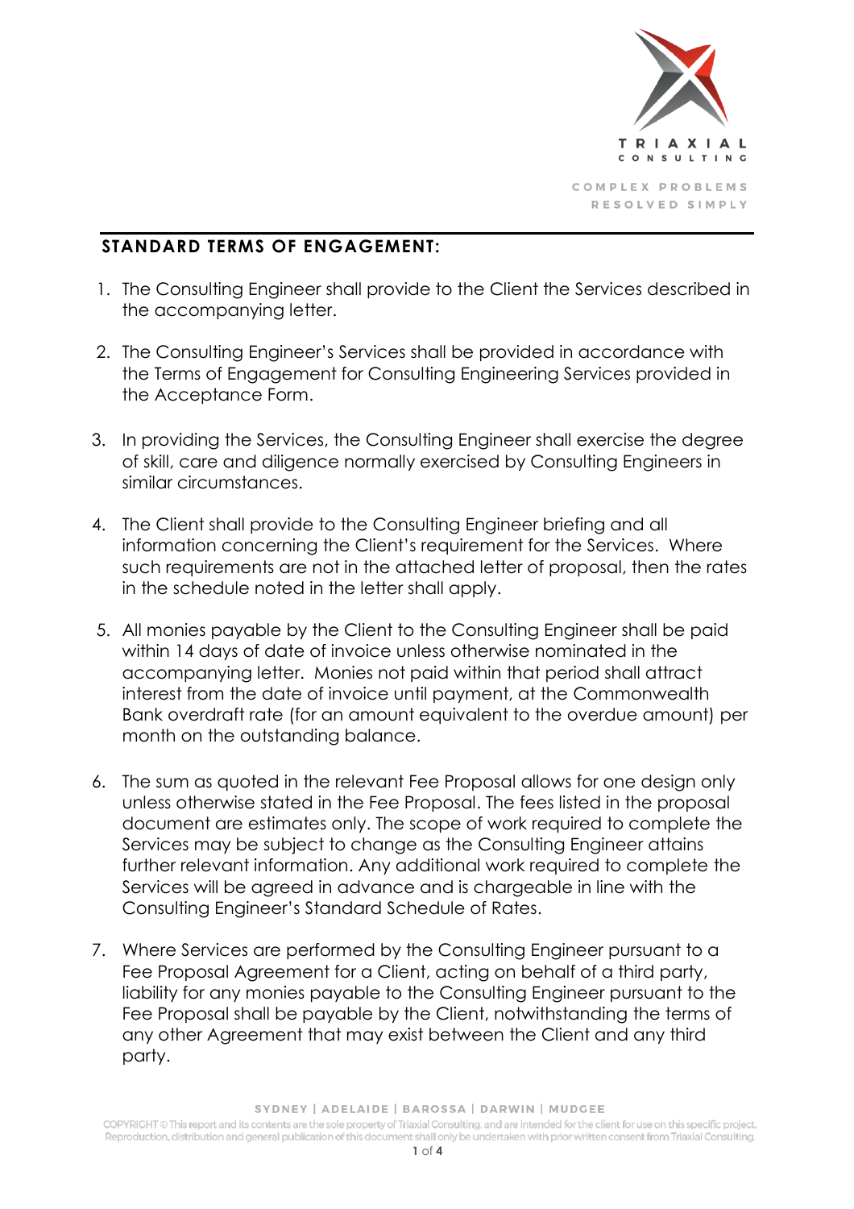## STANDARD TERMS OF ENGAGEMENT:

1. The Consulting Engineer shall provide to the Client the Services described in the accompanying letter.

2. The Consulting Engineer's Services shall be provided in accordance with the Terms of Engagement for Consulting Engineering Services provided in the Acceptance Form.

3. In providing the Services, the Consulting Engineer shall exercise the degree of skill, care and diligence normally exercised by Consulting Engineers in similar circumstances.

4. The Client shall provide to the Consulting Engineer briefing and all information concerning the Client's requirement for the Services. Where such requirements are not in the attached letter of proposal, then the rates in the schedule noted in the letter shall apply.

5. All monies payable by the Client to the Consulting Engineer shall be paid within 14 days of date of invoice unless otherwise nominated in the accompanying letter. Monies not paid within that period shall attract interest from the date of invoice until payment, at the Commonwealth Bank overdraft rate (for an amount equivalent to the overdue amount) per month on the outstanding balance.

6. The sum as quoted in the relevant Fee Proposal allows for one design only unless otherwise stated in the Fee Proposal. The fees listed in the proposal document are estimates only. The scope of work required to complete the Services may be subject to change as the Consulting Engineer attains further relevant information. Any additional work required to complete the Services will be agreed in advance and is chargeable in line with the Consulting Engineer's Standard Schedule of Rates.

7. Where Services are performed by the Consulting Engineer pursuant to a Fee Proposal Agreement for a Client, acting on behalf of a third party, liability for any monies payable to the Consulting Engineer pursuant to the Fee Proposal shall be payable by the Client, notwithstanding the terms of any other Agreement that may exist between the Client and any third party.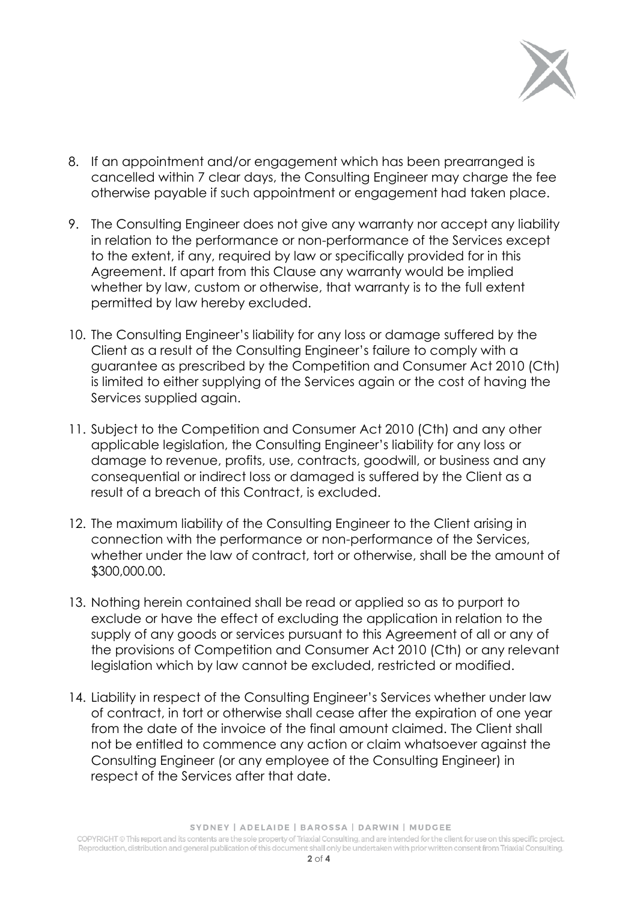8. If an appointment and/or engagement which has been prearranged is cancelled within 7 clear days, the Consulting Engineer may charge the fee otherwise payable if such appointment or engagement had taken place.

9. The Consulting Engineer does not give any warranty nor accept any liability in relation to the performance or non-performance of the Services except to the extent, if any, required by law or specifically provided for in this Agreement. If apart from this Clause any warranty would be implied whether by law, custom or otherwise, that warranty is to the full extent permitted by law hereby excluded.

10. The Consulting Engineer's liability for any loss or damage suffered by the Client as a result of the Consulting Engineer's failure to comply with a guarantee as prescribed by the Competition and Consumer Act 2010 (Cth) is limited to either supplying of the Services again or the cost of having the Services supplied again.

11. Subject to the Competition and Consumer Act 2010 (Cth) and any other applicable legislation, the Consulting Engineer's liability for any loss or damage to revenue, profits, use, contracts, goodwill, or business and any consequential or indirect loss or damaged is suffered by the Client as a result of a breach of this Contract, is excluded.

12. The maximum liability of the Consulting Engineer to the Client arising in connection with the performance or non-performance of the Services, whether under the law of contract, tort or otherwise, shall be the amount of $300,000.00.

13. Nothing herein contained shall be read or applied so as to purport to exclude or have the effect of excluding the application in relation to the supply of any goods or services pursuant to this Agreement of all or any of the provisions of Competition and Consumer Act 2010 (Cth) or any relevant legislation which by law cannot be excluded, restricted or modified.

14. Liability in respect of the Consulting Engineer's Services whether under law of contract, in tort or otherwise shall cease after the expiration of one year from the date of the invoice of the final amount claimed. The Client shall not be entitled to commence any action or claim whatsoever against the Consulting Engineer (or any employee of the Consulting Engineer) in respect of the Services after that date.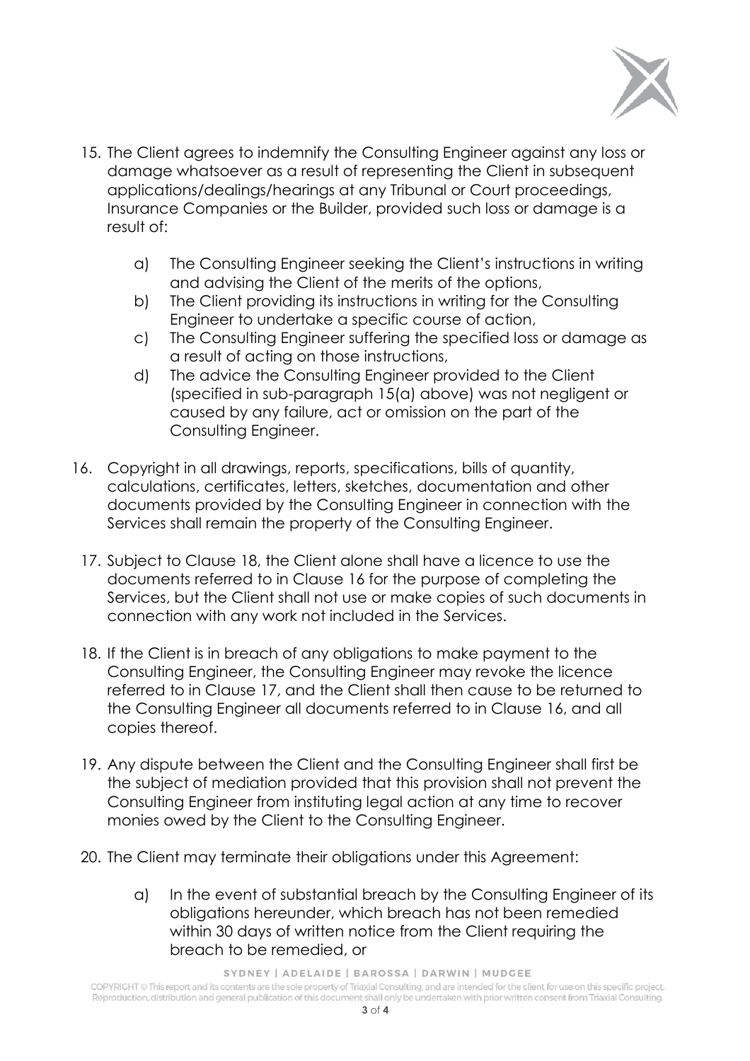15. The Client agrees to indemnify the Consulting Engineer against any loss or damage whatsoever as a result of representing the Client in subsequent applications/dealings/hearings at any Tribunal or Court proceedings, Insurance Companies or the Builder, provided such loss or damage is a result of:

    a) The Consulting Engineer seeking the Client's instructions in writing and advising the Client of the merits of the options,
    b) The Client providing its instructions in writing for the Consulting Engineer to undertake a specific course of action,
    c) The Consulting Engineer suffering the specified loss or damage as a result of acting on those instructions,
    d) The advice the Consulting Engineer provided to the Client (specified in sub-paragraph 15(a) above) was not negligent or caused by any failure, act or omission on the part of the Consulting Engineer.

16. Copyright in all drawings, reports, specifications, bills of quantity, calculations, certificates, letters, sketches, documentation and other documents provided by the Consulting Engineer in connection with the Services shall remain the property of the Consulting Engineer.

17. Subject to Clause 18, the Client alone shall have a licence to use the documents referred to in Clause 16 for the purpose of completing the Services, but the Client shall not use or make copies of such documents in connection with any work not included in the Services.

18. If the Client is in breach of any obligations to make payment to the Consulting Engineer, the Consulting Engineer may revoke the licence referred to in Clause 17, and the Client shall then cause to be returned to the Consulting Engineer all documents referred to in Clause 16, and all copies thereof.

19. Any dispute between the Client and the Consulting Engineer shall first be the subject of mediation provided that this provision shall not prevent the Consulting Engineer from instituting legal action at any time to recover monies owed by the Client to the Consulting Engineer.

20. The Client may terminate their obligations under this Agreement:

    a) In the event of substantial breach by the Consulting Engineer of its obligations hereunder, which breach has not been remedied within 30 days of written notice from the Client requiring the breach to be remedied, or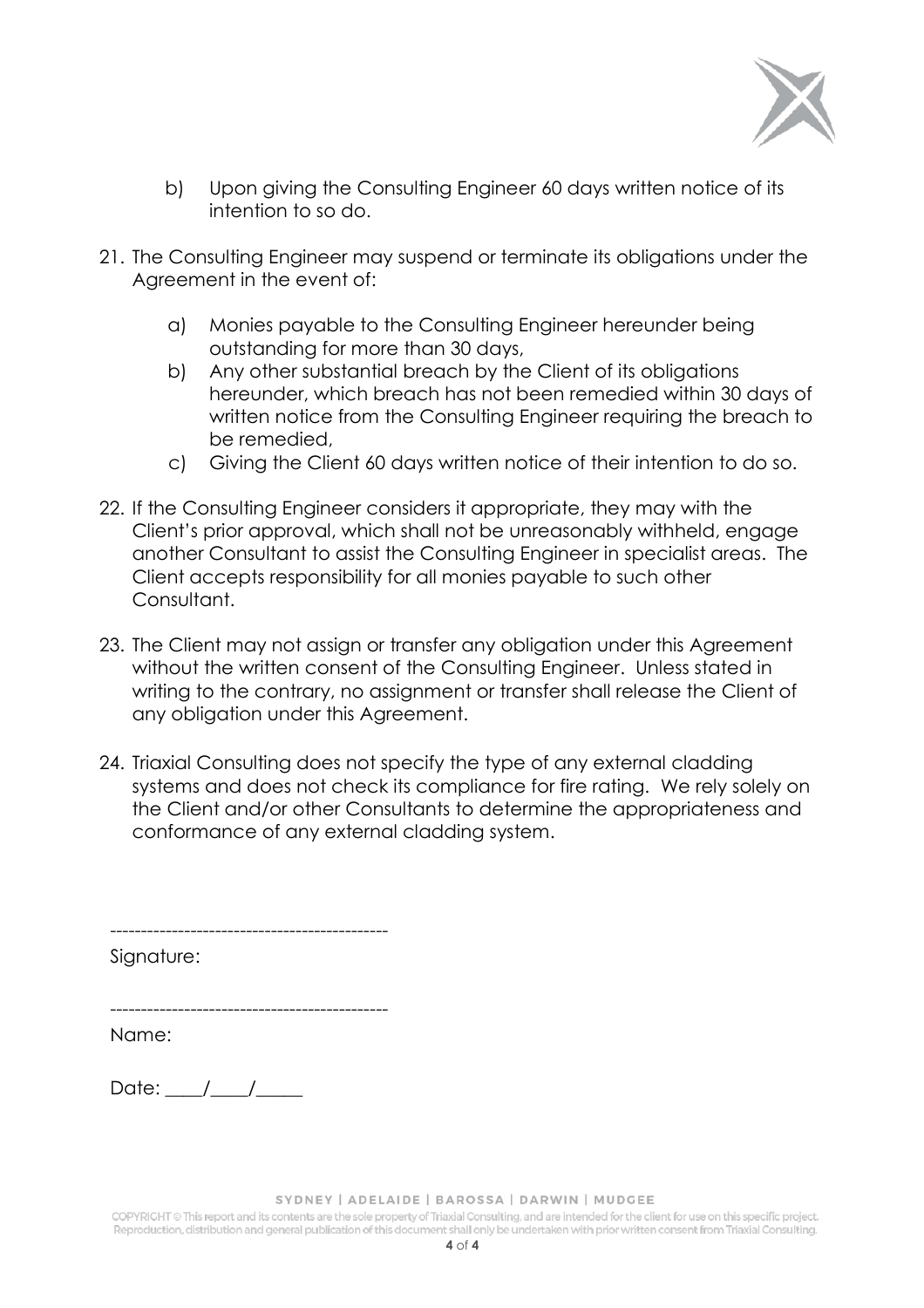b) Upon giving the Consulting Engineer 60 days written notice of its intention to so do.

21. The Consulting Engineer may suspend or terminate its obligations under the Agreement in the event of:

    a) Monies payable to the Consulting Engineer hereunder being outstanding for more than 30 days,
    b) Any other substantial breach by the Client of its obligations hereunder, which breach has not been remedied within 30 days of written notice from the Consulting Engineer requiring the breach to be remedied,
    c) Giving the Client 60 days written notice of their intention to do so.

22. If the Consulting Engineer considers it appropriate, they may with the Client's prior approval, which shall not be unreasonably withheld, engage another Consultant to assist the Consulting Engineer in specialist areas. The Client accepts responsibility for all monies payable to such other Consultant.

23. The Client may not assign or transfer any obligation under this Agreement without the written consent of the Consulting Engineer. Unless stated in writing to the contrary, no assignment or transfer shall release the Client of any obligation under this Agreement.

24. Triaxial Consulting does not specify the type of any external cladding systems and does not check its compliance for fire rating. We rely solely on the Client and/or other Consultants to determine the appropriateness and conformance of any external cladding system.

---------------------------------------------

Signature:

---------------------------------------------

Name:

Date: ____/____/_____

SYDNEY | ADELAIDE | BAROSSA | DARWIN | MUDGEE

COPYRIGHT © This report and its contents are the sole property of Triaxial Consulting, and are intended for the client for use on this specific project. Reproduction, distribution and general publication of this document shall only be undertaken with prior written consent from Triaxial Consulting.